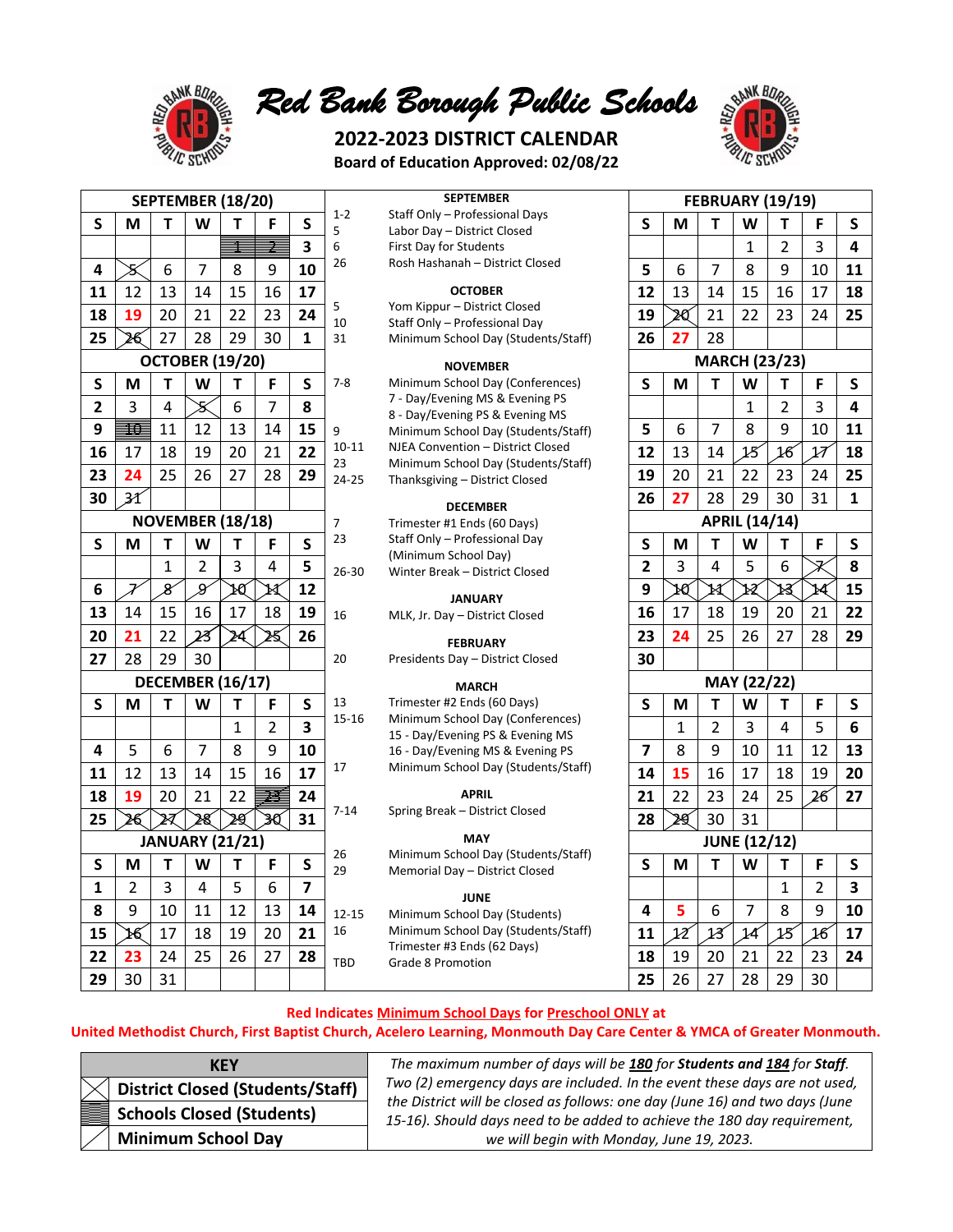# Red Bank Borough Public Schools

**2022-2023 DISTRICT CALENDAR**
**Board of Education Approved: 02/08/22**

### SEPTEMBER (18/20)

| S | M | T | W | T | F | S |
|---|---|---|---|---|---|---|
| | | | | 1 | 2 | 3 |
| 4 | 5 | 6 | 7 | 8 | 9 | 10 |
| 11 | 12 | 13 | 14 | 15 | 16 | 17 |
| 18 | 19 | 20 | 21 | 22 | 23 | 24 |
| 25 | 26 | 27 | 28 | 29 | 30 | 1 |

### OCTOBER (19/20)

| S | M | T | W | T | F | S |
|---|---|---|---|---|---|---|
| 2 | 3 | 4 | 5 | 6 | 7 | 8 |
| 9 | 10 | 11 | 12 | 13 | 14 | 15 |
| 16 | 17 | 18 | 19 | 20 | 21 | 22 |
| 23 | 24 | 25 | 26 | 27 | 28 | 29 |
| 30 | 31 | | | | | |

### NOVEMBER (18/18)

| S | M | T | W | T | F | S |
|---|---|---|---|---|---|---|
| | | 1 | 2 | 3 | 4 | 5 |
| 6 | 7 | 8 | 9 | 10 | 11 | 12 |
| 13 | 14 | 15 | 16 | 17 | 18 | 19 |
| 20 | 21 | 22 | 23 | 24 | 25 | 26 |
| 27 | 28 | 29 | 30 | | | |

### DECEMBER (16/17)

| S | M | T | W | T | F | S |
|---|---|---|---|---|---|---|
| | | | | 1 | 2 | 3 |
| 4 | 5 | 6 | 7 | 8 | 9 | 10 |
| 11 | 12 | 13 | 14 | 15 | 16 | 17 |
| 18 | 19 | 20 | 21 | 22 | 23 | 24 |
| 25 | 26 | 27 | 28 | 29 | 30 | 31 |

### JANUARY (21/21)

| S | M | T | W | T | F | S |
|---|---|---|---|---|---|---|
| 1 | 2 | 3 | 4 | 5 | 6 | 7 |
| 8 | 9 | 10 | 11 | 12 | 13 | 14 |
| 15 | 16 | 17 | 18 | 19 | 20 | 21 |
| 22 | 23 | 24 | 25 | 26 | 27 | 28 |
| 29 | 30 | 31 | | | | |

### SEPTEMBER
- 1-2 Staff Only – Professional Days
- 5 Labor Day – District Closed
- 6 First Day for Students
- 26 Rosh Hashanah – District Closed

### OCTOBER
- 5 Yom Kippur – District Closed
- 10 Staff Only – Professional Day
- 31 Minimum School Day (Students/Staff)

### NOVEMBER
- 7-8 Minimum School Day (Conferences)
  - 7 - Day/Evening MS & Evening PS
  - 8 - Day/Evening PS & Evening MS
- 9 Minimum School Day (Students/Staff)
- 10-11 NJEA Convention – District Closed
- 23 Minimum School Day (Students/Staff)
- 24-25 Thanksgiving – District Closed

### DECEMBER
- 7 Trimester #1 Ends (60 Days)
- 23 Staff Only – Professional Day (Minimum School Day)
- 26-30 Winter Break – District Closed

### JANUARY
- 16 MLK, Jr. Day – District Closed

### FEBRUARY
- 20 Presidents Day – District Closed

### MARCH
- 13 Trimester #2 Ends (60 Days)
- 15-16 Minimum School Day (Conferences)
  - 15 - Day/Evening PS & Evening MS
  - 16 - Day/Evening MS & Evening PS
- 17 Minimum School Day (Students/Staff)

### APRIL
- 7-14 Spring Break – District Closed

### MAY
- 26 Minimum School Day (Students/Staff)
- 29 Memorial Day – District Closed

### JUNE
- 12-15 Minimum School Day (Students)
- 16 Minimum School Day (Students/Staff)
  - Trimester #3 Ends (62 Days)
- TBD Grade 8 Promotion

### FEBRUARY (19/19)

| S | M | T | W | T | F | S |
|---|---|---|---|---|---|---|
| | | | 1 | 2 | 3 | 4 |
| 5 | 6 | 7 | 8 | 9 | 10 | 11 |
| 12 | 13 | 14 | 15 | 16 | 17 | 18 |
| 19 | 20 | 21 | 22 | 23 | 24 | 25 |
| 26 | 27 | 28 | | | | |

### MARCH (23/23)

| S | M | T | W | T | F | S |
|---|---|---|---|---|---|---|
| | | | 1 | 2 | 3 | 4 |
| 5 | 6 | 7 | 8 | 9 | 10 | 11 |
| 12 | 13 | 14 | 15 | 16 | 17 | 18 |
| 19 | 20 | 21 | 22 | 23 | 24 | 25 |
| 26 | 27 | 28 | 29 | 30 | 31 | 1 |

### APRIL (14/14)

| S | M | T | W | T | F | S |
|---|---|---|---|---|---|---|
| 2 | 3 | 4 | 5 | 6 | 7 | 8 |
| 9 | 10 | 11 | 12 | 13 | 14 | 15 |
| 16 | 17 | 18 | 19 | 20 | 21 | 22 |
| 23 | 24 | 25 | 26 | 27 | 28 | 29 |
| 30 | | | | | | |

### MAY (22/22)

| S | M | T | W | T | F | S |
|---|---|---|---|---|---|---|
| | 1 | 2 | 3 | 4 | 5 | 6 |
| 7 | 8 | 9 | 10 | 11 | 12 | 13 |
| 14 | 15 | 16 | 17 | 18 | 19 | 20 |
| 21 | 22 | 23 | 24 | 25 | 26 | 27 |
| 28 | 29 | 30 | 31 | | | |

### JUNE (12/12)

| S | M | T | W | T | F | S |
|---|---|---|---|---|---|---|
| | | | | 1 | 2 | 3 |
| 4 | 5 | 6 | 7 | 8 | 9 | 10 |
| 11 | 12 | 13 | 14 | 15 | 16 | 17 |
| 18 | 19 | 20 | 21 | 22 | 23 | 24 |
| 25 | 26 | 27 | 28 | 29 | 30 | |

**Red Indicates Minimum School Days for Preschool ONLY at United Methodist Church, First Baptist Church, Acelero Learning, Monmouth Day Care Center & YMCA of Greater Monmouth.**

| KEY |
|---|
| District Closed (Students/Staff) |
| Schools Closed (Students) |
| Minimum School Day |

*The maximum number of days will be **180** for **Students and 184** for **Staff**. Two (2) emergency days are included. In the event these days are not used, the District will be closed as follows: one day (June 16) and two days (June 15-16). Should days need to be added to achieve the 180 day requirement, we will begin with Monday, June 19, 2023.*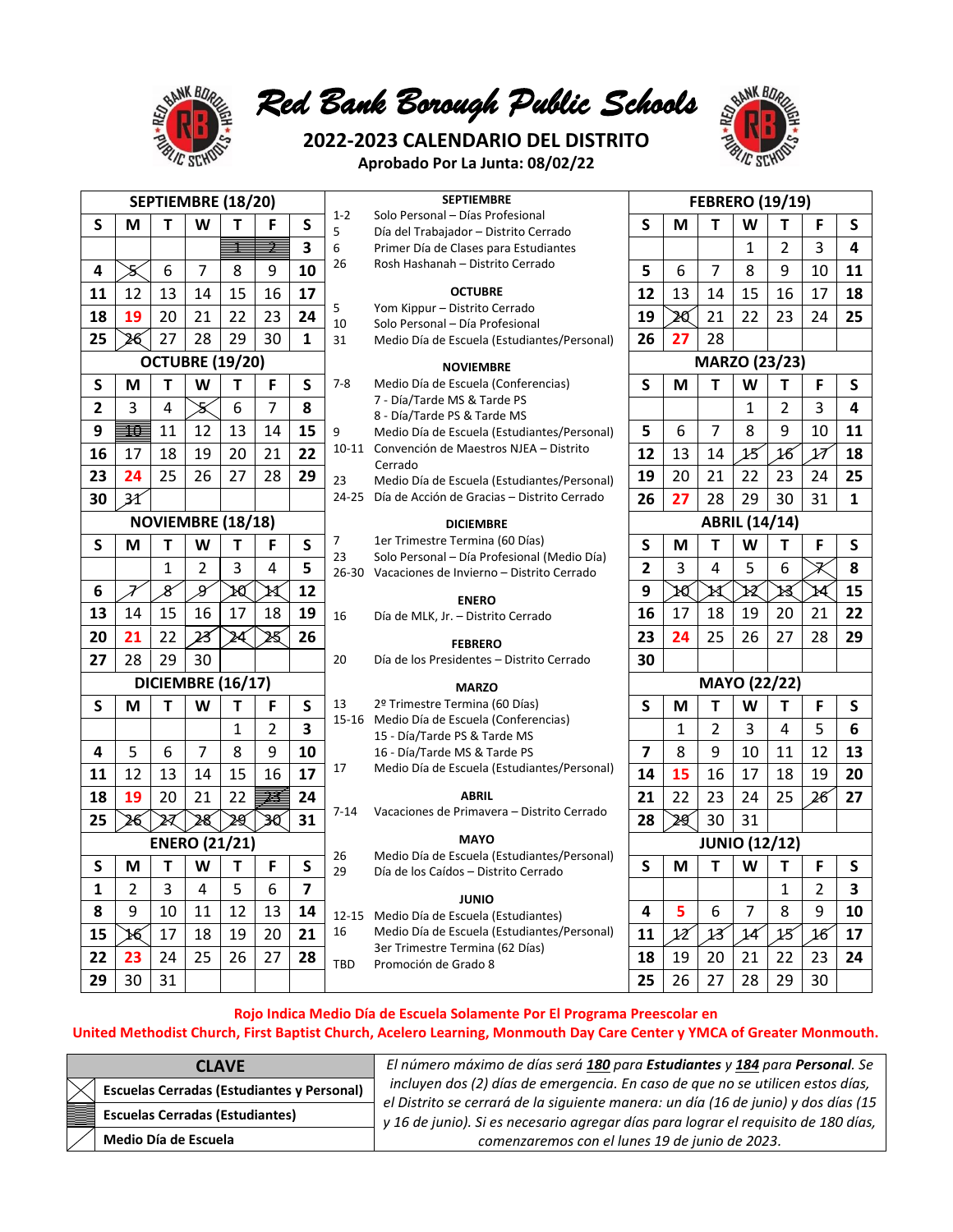# Red Bank Borough Public Schools

## 2022-2023 CALENDARIO DEL DISTRITO

**Aprobado Por La Junta: 08/02/22**

### SEPTIEMBRE (18/20)

| S | M | T | W | T | F | S |
|---|---|---|---|---|---|---|
| | | | | 1 | 2 | 3 |
| 4 | 5 | 6 | 7 | 8 | 9 | 10 |
| 11 | 12 | 13 | 14 | 15 | 16 | 17 |
| 18 | 19 | 20 | 21 | 22 | 23 | 24 |
| 25 | 26 | 27 | 28 | 29 | 30 | 1 |

### OCTUBRE (19/20)

| S | M | T | W | T | F | S |
|---|---|---|---|---|---|---|
| 2 | 3 | 4 | 5 | 6 | 7 | 8 |
| 9 | 10 | 11 | 12 | 13 | 14 | 15 |
| 16 | 17 | 18 | 19 | 20 | 21 | 22 |
| 23 | 24 | 25 | 26 | 27 | 28 | 29 |
| 30 | 31 | | | | | |

### NOVIEMBRE (18/18)

| S | M | T | W | T | F | S |
|---|---|---|---|---|---|---|
| | | 1 | 2 | 3 | 4 | 5 |
| 6 | 7 | 8 | 9 | 10 | 11 | 12 |
| 13 | 14 | 15 | 16 | 17 | 18 | 19 |
| 20 | 21 | 22 | 23 | 24 | 25 | 26 |
| 27 | 28 | 29 | 30 | | | |

### DICIEMBRE (16/17)

| S | M | T | W | T | F | S |
|---|---|---|---|---|---|---|
| | | | | 1 | 2 | 3 |
| 4 | 5 | 6 | 7 | 8 | 9 | 10 |
| 11 | 12 | 13 | 14 | 15 | 16 | 17 |
| 18 | 19 | 20 | 21 | 22 | 23 | 24 |
| 25 | 26 | 27 | 28 | 29 | 30 | 31 |

### ENERO (21/21)

| S | M | T | W | T | F | S |
|---|---|---|---|---|---|---|
| 1 | 2 | 3 | 4 | 5 | 6 | 7 |
| 8 | 9 | 10 | 11 | 12 | 13 | 14 |
| 15 | 16 | 17 | 18 | 19 | 20 | 21 |
| 22 | 23 | 24 | 25 | 26 | 27 | 28 |
| 29 | 30 | 31 | | | | |

**SEPTIEMBRE**
- 1-2 Solo Personal – Días Profesional
- 5 Día del Trabajador – Distrito Cerrado
- 6 Primer Día de Clases para Estudiantes
- 26 Rosh Hashanah – Distrito Cerrado

**OCTUBRE**
- 5 Yom Kippur – Distrito Cerrado
- 10 Solo Personal – Día Profesional
- 31 Medio Día de Escuela (Estudiantes/Personal)

**NOVIEMBRE**
- 7-8 Medio Día de Escuela (Conferencias)
  - 7 - Día/Tarde MS & Tarde PS
  - 8 - Día/Tarde PS & Tarde MS
- 9 Medio Día de Escuela (Estudiantes/Personal)
- 10-11 Convención de Maestros NJEA – Distrito Cerrado
- 23 Medio Día de Escuela (Estudiantes/Personal)
- 24-25 Día de Acción de Gracias – Distrito Cerrado

**DICIEMBRE**
- 7 1er Trimestre Termina (60 Días)
- 23 Solo Personal – Día Profesional (Medio Día)
- 26-30 Vacaciones de Invierno – Distrito Cerrado

**ENERO**
- 16 Día de MLK, Jr. – Distrito Cerrado

**FEBRERO**
- 20 Día de los Presidentes – Distrito Cerrado

**MARZO**
- 13 2º Trimestre Termina (60 Días)
- 15-16 Medio Día de Escuela (Conferencias)
  - 15 - Día/Tarde PS & Tarde MS
  - 16 - Día/Tarde MS & Tarde PS
- 17 Medio Día de Escuela (Estudiantes/Personal)

**ABRIL**
- 7-14 Vacaciones de Primavera – Distrito Cerrado

**MAYO**
- 26 Medio Día de Escuela (Estudiantes/Personal)
- 29 Día de los Caídos – Distrito Cerrado

**JUNIO**
- 12-15 Medio Día de Escuela (Estudiantes)
- 16 Medio Día de Escuela (Estudiantes/Personal)
  - 3er Trimestre Termina (62 Días)
- TBD Promoción de Grado 8

### FEBRERO (19/19)

| S | M | T | W | T | F | S |
|---|---|---|---|---|---|---|
| | | | 1 | 2 | 3 | 4 |
| 5 | 6 | 7 | 8 | 9 | 10 | 11 |
| 12 | 13 | 14 | 15 | 16 | 17 | 18 |
| 19 | 20 | 21 | 22 | 23 | 24 | 25 |
| 26 | 27 | 28 | | | | |

### MARZO (23/23)

| S | M | T | W | T | F | S |
|---|---|---|---|---|---|---|
| | | | 1 | 2 | 3 | 4 |
| 5 | 6 | 7 | 8 | 9 | 10 | 11 |
| 12 | 13 | 14 | 15 | 16 | 17 | 18 |
| 19 | 20 | 21 | 22 | 23 | 24 | 25 |
| 26 | 27 | 28 | 29 | 30 | 31 | 1 |

### ABRIL (14/14)

| S | M | T | W | T | F | S |
|---|---|---|---|---|---|---|
| 2 | 3 | 4 | 5 | 6 | 7 | 8 |
| 9 | 10 | 11 | 12 | 13 | 14 | 15 |
| 16 | 17 | 18 | 19 | 20 | 21 | 22 |
| 23 | 24 | 25 | 26 | 27 | 28 | 29 |
| 30 | | | | | | |

### MAYO (22/22)

| S | M | T | W | T | F | S |
|---|---|---|---|---|---|---|
| | 1 | 2 | 3 | 4 | 5 | 6 |
| 7 | 8 | 9 | 10 | 11 | 12 | 13 |
| 14 | 15 | 16 | 17 | 18 | 19 | 20 |
| 21 | 22 | 23 | 24 | 25 | 26 | 27 |
| 28 | 29 | 30 | 31 | | | |

### JUNIO (12/12)

| S | M | T | W | T | F | S |
|---|---|---|---|---|---|---|
| | | | | 1 | 2 | 3 |
| 4 | 5 | 6 | 7 | 8 | 9 | 10 |
| 11 | 12 | 13 | 14 | 15 | 16 | 17 |
| 18 | 19 | 20 | 21 | 22 | 23 | 24 |
| 25 | 26 | 27 | 28 | 29 | 30 | |

**Rojo Indica Medio Día de Escuela Solamente Por El Programa Preescolar en United Methodist Church, First Baptist Church, Acelero Learning, Monmouth Day Care Center y YMCA of Greater Monmouth.**

| CLAVE | |
|---|---|
| ☒ | Escuelas Cerradas (Estudiantes y Personal) |
| ▤ | Escuelas Cerradas (Estudiantes) |
| ⧄ | Medio Día de Escuela |

*El número máximo de días será __180__ para **Estudiantes** y __184__ para **Personal**. Se incluyen dos (2) días de emergencia. En caso de que no se utilicen estos días, el Distrito se cerrará de la siguiente manera: un día (16 de junio) y dos días (15 y 16 de junio). Si es necesario agregar días para lograr el requisito de 180 días, comenzaremos con el lunes 19 de junio de 2023.*